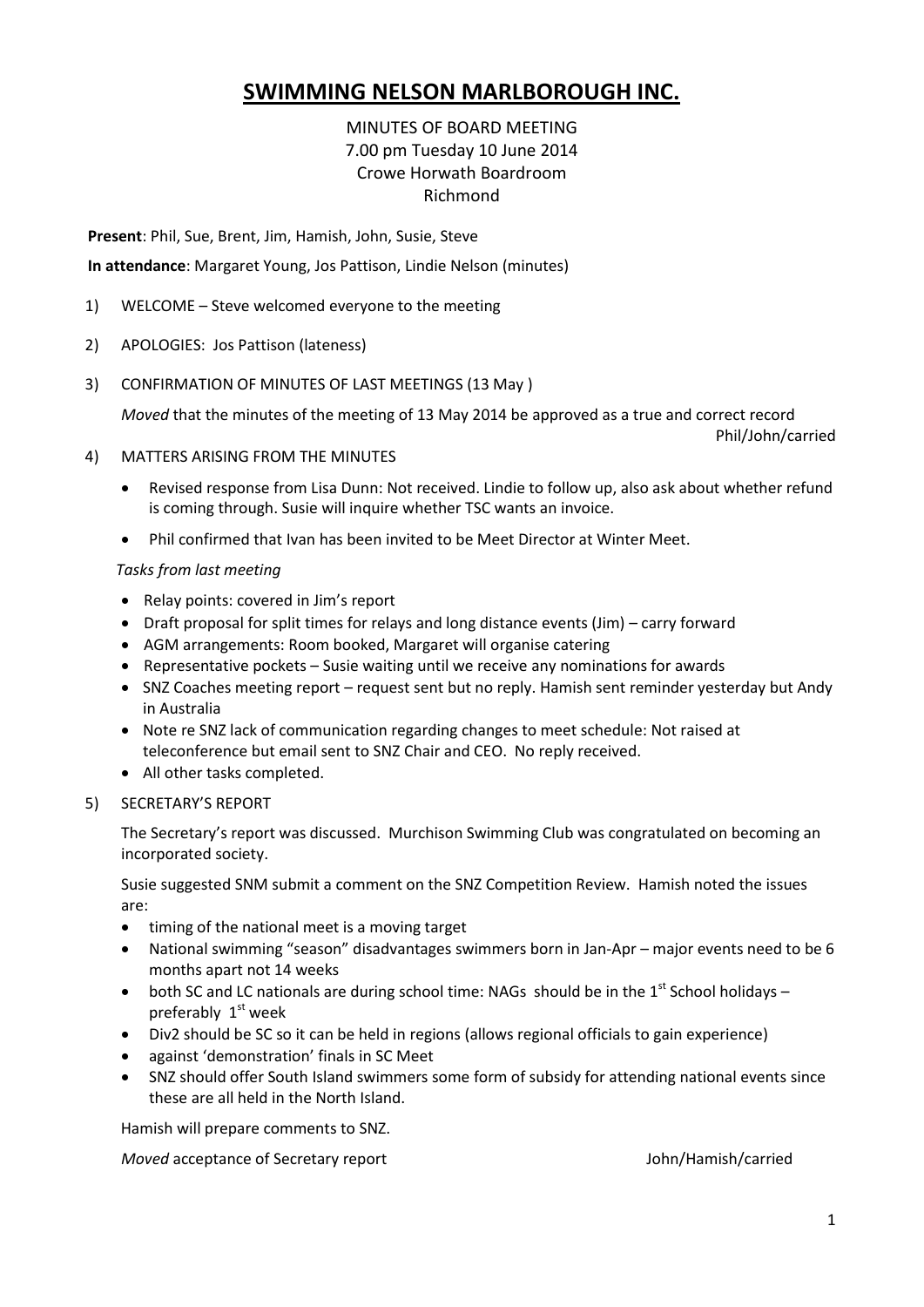# SWIMMING NELSON MARLBOROUGH INC.

MINUTES OF BOARD MEETING
7.00 pm Tuesday 10 June 2014
Crowe Horwath Boardroom
Richmond

**Present**: Phil, Sue, Brent, Jim, Hamish, John, Susie, Steve

**In attendance**: Margaret Young, Jos Pattison, Lindie Nelson (minutes)

1) WELCOME – Steve welcomed everyone to the meeting

2) APOLOGIES: Jos Pattison (lateness)

3) CONFIRMATION OF MINUTES OF LAST MEETINGS (13 May )

   *Moved* that the minutes of the meeting of 13 May 2014 be approved as a true and correct record

   Phil/John/carried

4) MATTERS ARISING FROM THE MINUTES

   - Revised response from Lisa Dunn: Not received. Lindie to follow up, also ask about whether refund is coming through. Susie will inquire whether TSC wants an invoice.
   - Phil confirmed that Ivan has been invited to be Meet Director at Winter Meet.

   *Tasks from last meeting*

   - Relay points: covered in Jim's report
   - Draft proposal for split times for relays and long distance events (Jim) – carry forward
   - AGM arrangements: Room booked, Margaret will organise catering
   - Representative pockets – Susie waiting until we receive any nominations for awards
   - SNZ Coaches meeting report – request sent but no reply. Hamish sent reminder yesterday but Andy in Australia
   - Note re SNZ lack of communication regarding changes to meet schedule: Not raised at teleconference but email sent to SNZ Chair and CEO. No reply received.
   - All other tasks completed.

5) SECRETARY'S REPORT

   The Secretary's report was discussed. Murchison Swimming Club was congratulated on becoming an incorporated society.

   Susie suggested SNM submit a comment on the SNZ Competition Review. Hamish noted the issues are:

   - timing of the national meet is a moving target
   - National swimming "season" disadvantages swimmers born in Jan-Apr – major events need to be 6 months apart not 14 weeks
   - both SC and LC nationals are during school time: NAGs should be in the 1st School holidays – preferably 1st week
   - Div2 should be SC so it can be held in regions (allows regional officials to gain experience)
   - against 'demonstration' finals in SC Meet
   - SNZ should offer South Island swimmers some form of subsidy for attending national events since these are all held in the North Island.

   Hamish will prepare comments to SNZ.

   *Moved* acceptance of Secretary report John/Hamish/carried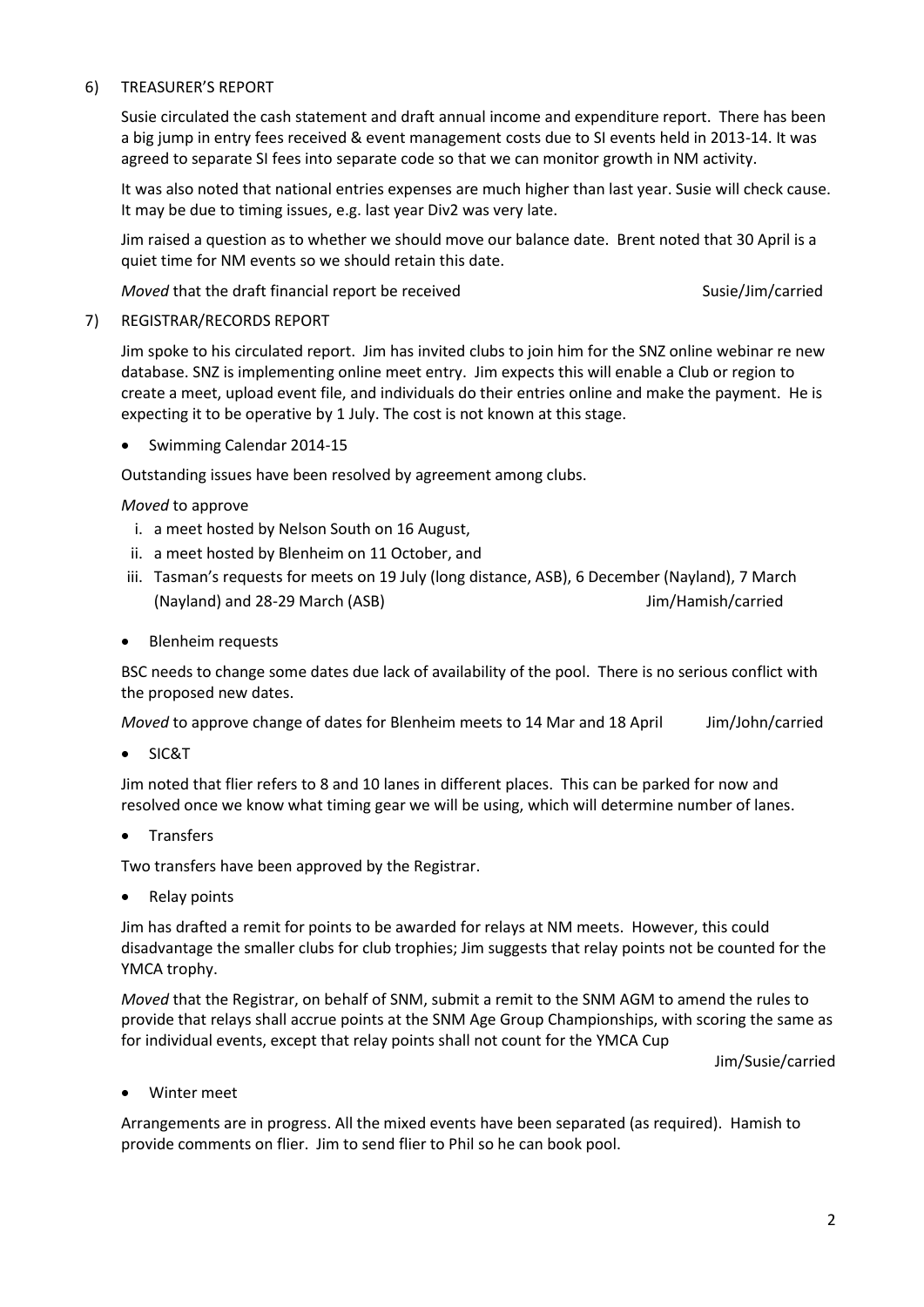6) TREASURER'S REPORT

Susie circulated the cash statement and draft annual income and expenditure report. There has been a big jump in entry fees received & event management costs due to SI events held in 2013-14. It was agreed to separate SI fees into separate code so that we can monitor growth in NM activity.

It was also noted that national entries expenses are much higher than last year. Susie will check cause. It may be due to timing issues, e.g. last year Div2 was very late.

Jim raised a question as to whether we should move our balance date. Brent noted that 30 April is a quiet time for NM events so we should retain this date.

*Moved* that the draft financial report be received — Susie/Jim/carried

7) REGISTRAR/RECORDS REPORT

Jim spoke to his circulated report. Jim has invited clubs to join him for the SNZ online webinar re new database. SNZ is implementing online meet entry. Jim expects this will enable a Club or region to create a meet, upload event file, and individuals do their entries online and make the payment. He is expecting it to be operative by 1 July. The cost is not known at this stage.

- Swimming Calendar 2014-15

Outstanding issues have been resolved by agreement among clubs.

*Moved* to approve

i. a meet hosted by Nelson South on 16 August,
ii. a meet hosted by Blenheim on 11 October, and
iii. Tasman's requests for meets on 19 July (long distance, ASB), 6 December (Nayland), 7 March (Nayland) and 28-29 March (ASB) — Jim/Hamish/carried

- Blenheim requests

BSC needs to change some dates due lack of availability of the pool. There is no serious conflict with the proposed new dates.

*Moved* to approve change of dates for Blenheim meets to 14 Mar and 18 April — Jim/John/carried

- SIC&T

Jim noted that flier refers to 8 and 10 lanes in different places. This can be parked for now and resolved once we know what timing gear we will be using, which will determine number of lanes.

- Transfers

Two transfers have been approved by the Registrar.

- Relay points

Jim has drafted a remit for points to be awarded for relays at NM meets. However, this could disadvantage the smaller clubs for club trophies; Jim suggests that relay points not be counted for the YMCA trophy.

*Moved* that the Registrar, on behalf of SNM, submit a remit to the SNM AGM to amend the rules to provide that relays shall accrue points at the SNM Age Group Championships, with scoring the same as for individual events, except that relay points shall not count for the YMCA Cup — Jim/Susie/carried

- Winter meet

Arrangements are in progress. All the mixed events have been separated (as required). Hamish to provide comments on flier. Jim to send flier to Phil so he can book pool.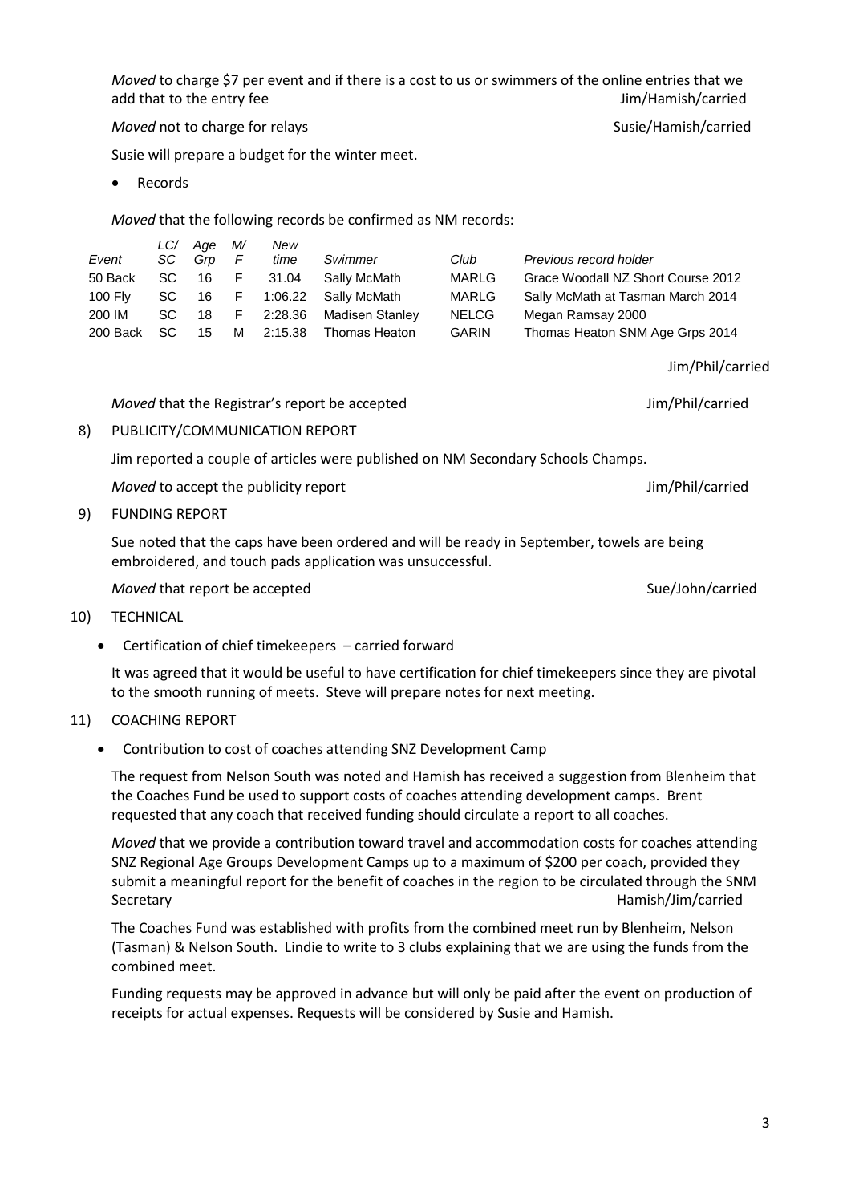*Moved* to charge $7 per event and if there is a cost to us or swimmers of the online entries that we add that to the entry fee Jim/Hamish/carried

*Moved* not to charge for relays Susie/Hamish/carried

Susie will prepare a budget for the winter meet.

- Records

*Moved* that the following records be confirmed as NM records:

| Event | LC/ SC | Age Grp | M/ F | New time | Swimmer | Club | Previous record holder |
|---|---|---|---|---|---|---|---|
| 50 Back | SC | 16 | F | 31.04 | Sally McMath | MARLG | Grace Woodall NZ Short Course 2012 |
| 100 Fly | SC | 16 | F | 1:06.22 | Sally McMath | MARLG | Sally McMath at Tasman March 2014 |
| 200 IM | SC | 18 | F | 2:28.36 | Madisen Stanley | NELCG | Megan Ramsay 2000 |
| 200 Back | SC | 15 | M | 2:15.38 | Thomas Heaton | GARIN | Thomas Heaton SNM Age Grps 2014 |

Jim/Phil/carried

*Moved* that the Registrar's report be accepted Jim/Phil/carried

8) PUBLICITY/COMMUNICATION REPORT

Jim reported a couple of articles were published on NM Secondary Schools Champs.

*Moved* to accept the publicity report Jim/Phil/carried

9) FUNDING REPORT

Sue noted that the caps have been ordered and will be ready in September, towels are being embroidered, and touch pads application was unsuccessful.

*Moved* that report be accepted Sue/John/carried

10) TECHNICAL

- Certification of chief timekeepers – carried forward

It was agreed that it would be useful to have certification for chief timekeepers since they are pivotal to the smooth running of meets. Steve will prepare notes for next meeting.

11) COACHING REPORT

- Contribution to cost of coaches attending SNZ Development Camp

The request from Nelson South was noted and Hamish has received a suggestion from Blenheim that the Coaches Fund be used to support costs of coaches attending development camps. Brent requested that any coach that received funding should circulate a report to all coaches.

*Moved* that we provide a contribution toward travel and accommodation costs for coaches attending SNZ Regional Age Groups Development Camps up to a maximum of $200 per coach, provided they submit a meaningful report for the benefit of coaches in the region to be circulated through the SNM Secretary Hamish/Jim/carried

The Coaches Fund was established with profits from the combined meet run by Blenheim, Nelson (Tasman) & Nelson South. Lindie to write to 3 clubs explaining that we are using the funds from the combined meet.

Funding requests may be approved in advance but will only be paid after the event on production of receipts for actual expenses. Requests will be considered by Susie and Hamish.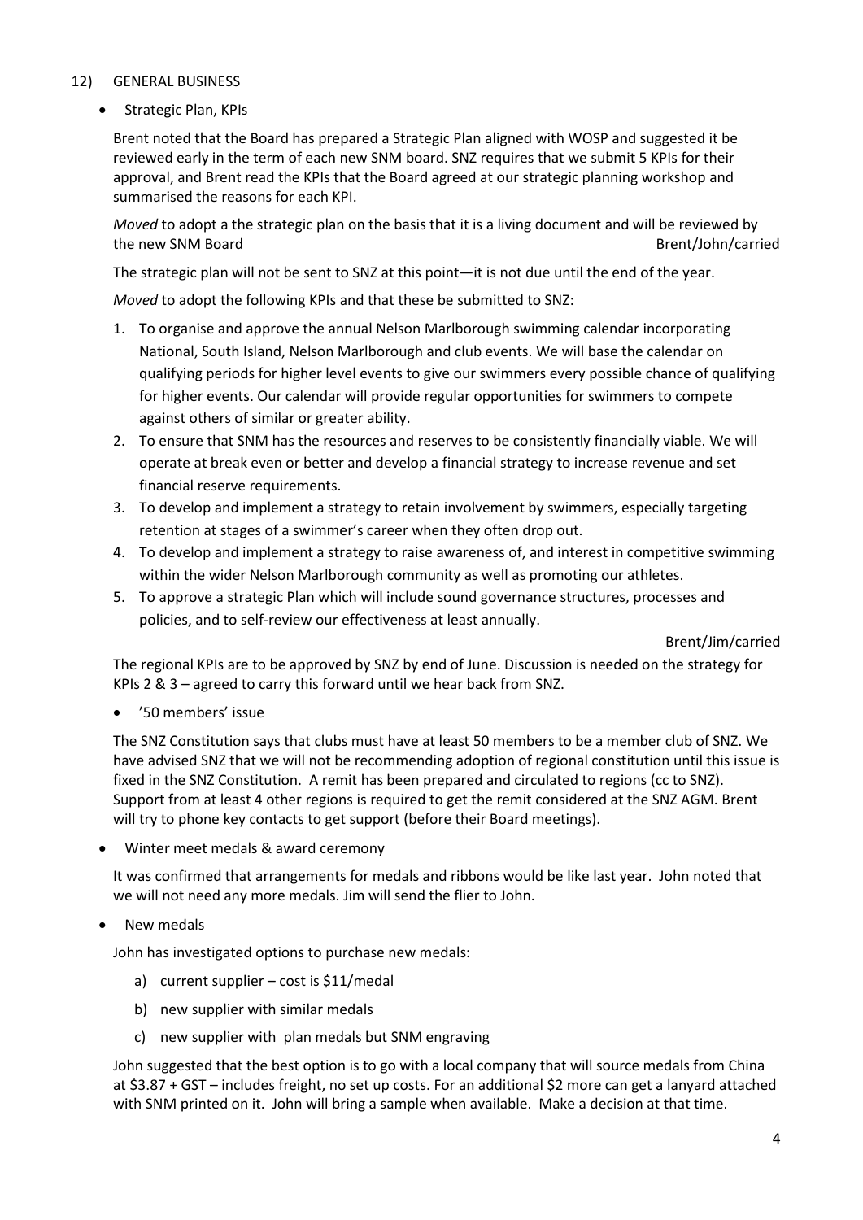12) GENERAL BUSINESS

- Strategic Plan, KPIs

  Brent noted that the Board has prepared a Strategic Plan aligned with WOSP and suggested it be reviewed early in the term of each new SNM board. SNZ requires that we submit 5 KPIs for their approval, and Brent read the KPIs that the Board agreed at our strategic planning workshop and summarised the reasons for each KPI.

  *Moved* to adopt a the strategic plan on the basis that it is a living document and will be reviewed by the new SNM Board Brent/John/carried

  The strategic plan will not be sent to SNZ at this point—it is not due until the end of the year.

  *Moved* to adopt the following KPIs and that these be submitted to SNZ:

  1. To organise and approve the annual Nelson Marlborough swimming calendar incorporating National, South Island, Nelson Marlborough and club events. We will base the calendar on qualifying periods for higher level events to give our swimmers every possible chance of qualifying for higher events. Our calendar will provide regular opportunities for swimmers to compete against others of similar or greater ability.
  2. To ensure that SNM has the resources and reserves to be consistently financially viable. We will operate at break even or better and develop a financial strategy to increase revenue and set financial reserve requirements.
  3. To develop and implement a strategy to retain involvement by swimmers, especially targeting retention at stages of a swimmer's career when they often drop out.
  4. To develop and implement a strategy to raise awareness of, and interest in competitive swimming within the wider Nelson Marlborough community as well as promoting our athletes.
  5. To approve a strategic Plan which will include sound governance structures, processes and policies, and to self-review our effectiveness at least annually.

  Brent/Jim/carried

  The regional KPIs are to be approved by SNZ by end of June. Discussion is needed on the strategy for KPIs 2 & 3 – agreed to carry this forward until we hear back from SNZ.

- '50 members' issue

  The SNZ Constitution says that clubs must have at least 50 members to be a member club of SNZ. We have advised SNZ that we will not be recommending adoption of regional constitution until this issue is fixed in the SNZ Constitution. A remit has been prepared and circulated to regions (cc to SNZ). Support from at least 4 other regions is required to get the remit considered at the SNZ AGM. Brent will try to phone key contacts to get support (before their Board meetings).

- Winter meet medals & award ceremony

  It was confirmed that arrangements for medals and ribbons would be like last year. John noted that we will not need any more medals. Jim will send the flier to John.

- New medals

  John has investigated options to purchase new medals:

  a) current supplier – cost is $11/medal
  b) new supplier with similar medals
  c) new supplier with plan medals but SNM engraving

  John suggested that the best option is to go with a local company that will source medals from China at $3.87 + GST – includes freight, no set up costs. For an additional $2 more can get a lanyard attached with SNM printed on it. John will bring a sample when available. Make a decision at that time.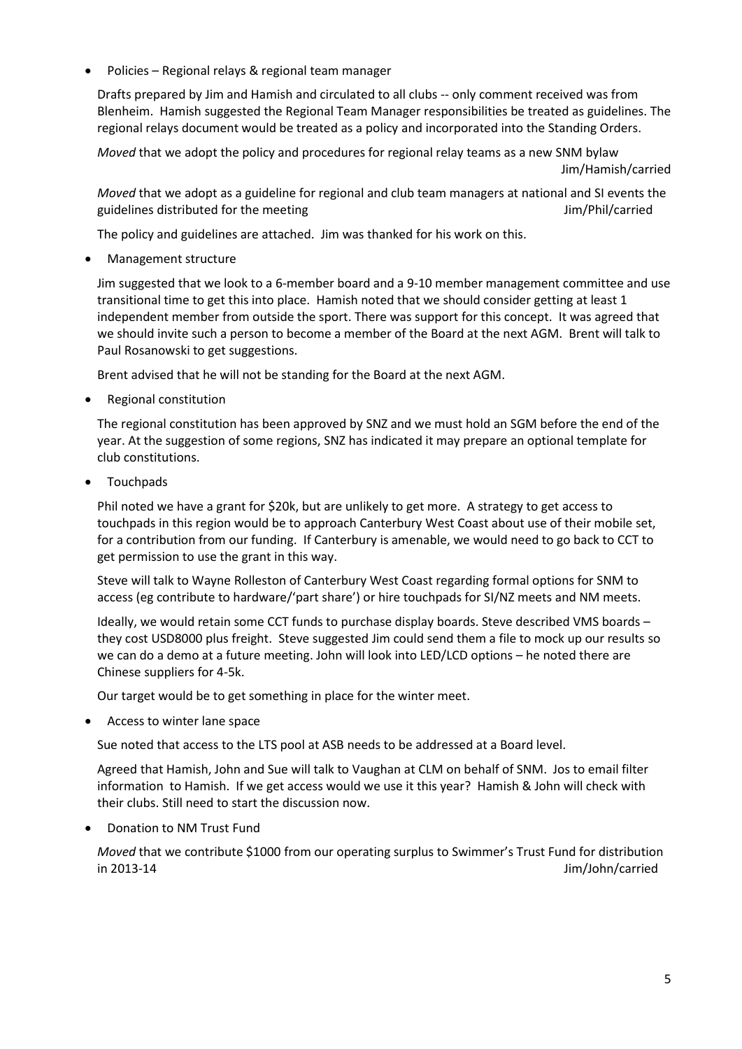- Policies – Regional relays & regional team manager

  Drafts prepared by Jim and Hamish and circulated to all clubs -- only comment received was from Blenheim. Hamish suggested the Regional Team Manager responsibilities be treated as guidelines. The regional relays document would be treated as a policy and incorporated into the Standing Orders.

  *Moved* that we adopt the policy and procedures for regional relay teams as a new SNM bylaw
  Jim/Hamish/carried

  *Moved* that we adopt as a guideline for regional and club team managers at national and SI events the guidelines distributed for the meeting Jim/Phil/carried

  The policy and guidelines are attached. Jim was thanked for his work on this.

- Management structure

  Jim suggested that we look to a 6-member board and a 9-10 member management committee and use transitional time to get this into place. Hamish noted that we should consider getting at least 1 independent member from outside the sport. There was support for this concept. It was agreed that we should invite such a person to become a member of the Board at the next AGM. Brent will talk to Paul Rosanowski to get suggestions.

  Brent advised that he will not be standing for the Board at the next AGM.

- Regional constitution

  The regional constitution has been approved by SNZ and we must hold an SGM before the end of the year. At the suggestion of some regions, SNZ has indicated it may prepare an optional template for club constitutions.

- Touchpads

  Phil noted we have a grant for $20k, but are unlikely to get more. A strategy to get access to touchpads in this region would be to approach Canterbury West Coast about use of their mobile set, for a contribution from our funding. If Canterbury is amenable, we would need to go back to CCT to get permission to use the grant in this way.

  Steve will talk to Wayne Rolleston of Canterbury West Coast regarding formal options for SNM to access (eg contribute to hardware/'part share') or hire touchpads for SI/NZ meets and NM meets.

  Ideally, we would retain some CCT funds to purchase display boards. Steve described VMS boards – they cost USD8000 plus freight. Steve suggested Jim could send them a file to mock up our results so we can do a demo at a future meeting. John will look into LED/LCD options – he noted there are Chinese suppliers for 4-5k.

  Our target would be to get something in place for the winter meet.

- Access to winter lane space

  Sue noted that access to the LTS pool at ASB needs to be addressed at a Board level.

  Agreed that Hamish, John and Sue will talk to Vaughan at CLM on behalf of SNM. Jos to email filter information to Hamish. If we get access would we use it this year? Hamish & John will check with their clubs. Still need to start the discussion now.

- Donation to NM Trust Fund

  *Moved* that we contribute $1000 from our operating surplus to Swimmer's Trust Fund for distribution in 2013-14 Jim/John/carried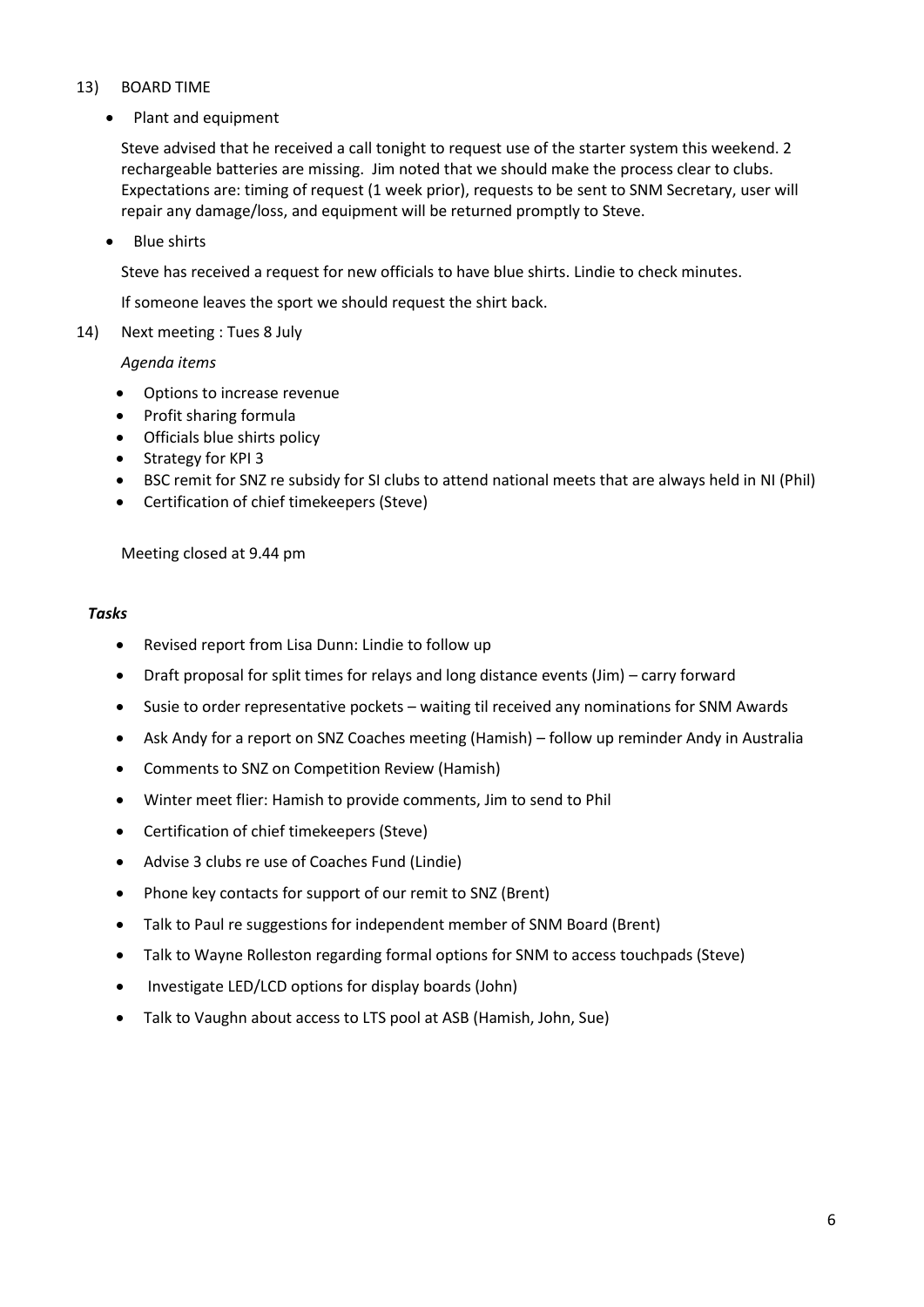13) BOARD TIME

- Plant and equipment

  Steve advised that he received a call tonight to request use of the starter system this weekend. 2 rechargeable batteries are missing. Jim noted that we should make the process clear to clubs. Expectations are: timing of request (1 week prior), requests to be sent to SNM Secretary, user will repair any damage/loss, and equipment will be returned promptly to Steve.

- Blue shirts

  Steve has received a request for new officials to have blue shirts. Lindie to check minutes.

  If someone leaves the sport we should request the shirt back.

14) Next meeting : Tues 8 July

  *Agenda items*

  - Options to increase revenue
  - Profit sharing formula
  - Officials blue shirts policy
  - Strategy for KPI 3
  - BSC remit for SNZ re subsidy for SI clubs to attend national meets that are always held in NI (Phil)
  - Certification of chief timekeepers (Steve)

  Meeting closed at 9.44 pm

***Tasks***

- Revised report from Lisa Dunn: Lindie to follow up
- Draft proposal for split times for relays and long distance events (Jim) – carry forward
- Susie to order representative pockets – waiting til received any nominations for SNM Awards
- Ask Andy for a report on SNZ Coaches meeting (Hamish) – follow up reminder Andy in Australia
- Comments to SNZ on Competition Review (Hamish)
- Winter meet flier: Hamish to provide comments, Jim to send to Phil
- Certification of chief timekeepers (Steve)
- Advise 3 clubs re use of Coaches Fund (Lindie)
- Phone key contacts for support of our remit to SNZ (Brent)
- Talk to Paul re suggestions for independent member of SNM Board (Brent)
- Talk to Wayne Rolleston regarding formal options for SNM to access touchpads (Steve)
- Investigate LED/LCD options for display boards (John)
- Talk to Vaughn about access to LTS pool at ASB (Hamish, John, Sue)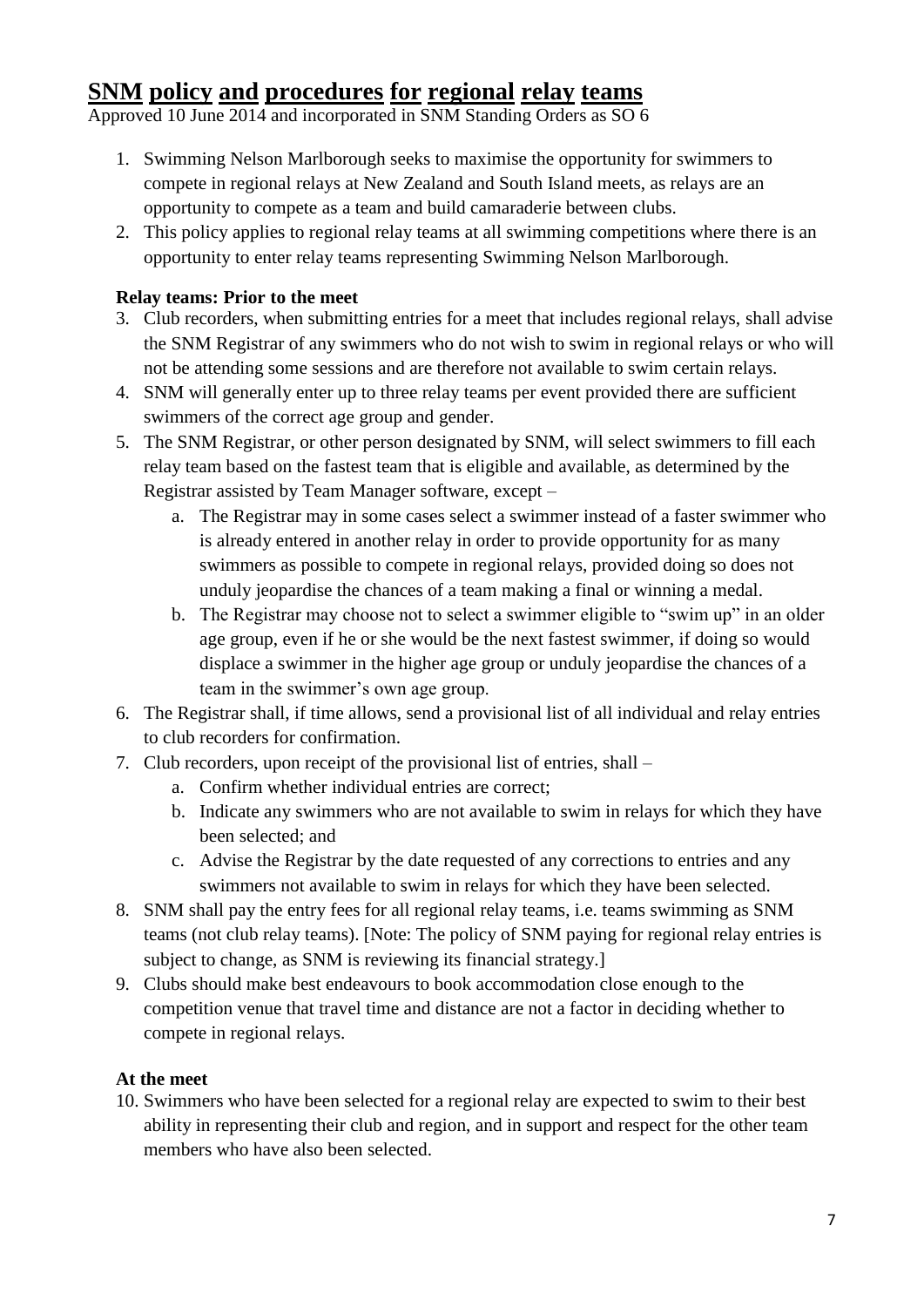# SNM policy and procedures for regional relay teams

Approved 10 June 2014 and incorporated in SNM Standing Orders as SO 6

1. Swimming Nelson Marlborough seeks to maximise the opportunity for swimmers to compete in regional relays at New Zealand and South Island meets, as relays are an opportunity to compete as a team and build camaraderie between clubs.
2. This policy applies to regional relay teams at all swimming competitions where there is an opportunity to enter relay teams representing Swimming Nelson Marlborough.

**Relay teams: Prior to the meet**

3. Club recorders, when submitting entries for a meet that includes regional relays, shall advise the SNM Registrar of any swimmers who do not wish to swim in regional relays or who will not be attending some sessions and are therefore not available to swim certain relays.
4. SNM will generally enter up to three relay teams per event provided there are sufficient swimmers of the correct age group and gender.
5. The SNM Registrar, or other person designated by SNM, will select swimmers to fill each relay team based on the fastest team that is eligible and available, as determined by the Registrar assisted by Team Manager software, except –
   a. The Registrar may in some cases select a swimmer instead of a faster swimmer who is already entered in another relay in order to provide opportunity for as many swimmers as possible to compete in regional relays, provided doing so does not unduly jeopardise the chances of a team making a final or winning a medal.
   b. The Registrar may choose not to select a swimmer eligible to "swim up" in an older age group, even if he or she would be the next fastest swimmer, if doing so would displace a swimmer in the higher age group or unduly jeopardise the chances of a team in the swimmer's own age group.
6. The Registrar shall, if time allows, send a provisional list of all individual and relay entries to club recorders for confirmation.
7. Club recorders, upon receipt of the provisional list of entries, shall –
   a. Confirm whether individual entries are correct;
   b. Indicate any swimmers who are not available to swim in relays for which they have been selected; and
   c. Advise the Registrar by the date requested of any corrections to entries and any swimmers not available to swim in relays for which they have been selected.
8. SNM shall pay the entry fees for all regional relay teams, i.e. teams swimming as SNM teams (not club relay teams). [Note: The policy of SNM paying for regional relay entries is subject to change, as SNM is reviewing its financial strategy.]
9. Clubs should make best endeavours to book accommodation close enough to the competition venue that travel time and distance are not a factor in deciding whether to compete in regional relays.

**At the meet**

10. Swimmers who have been selected for a regional relay are expected to swim to their best ability in representing their club and region, and in support and respect for the other team members who have also been selected.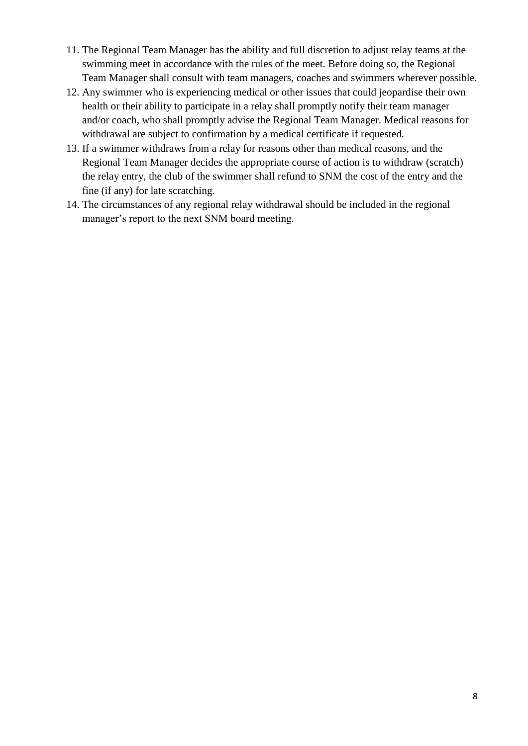11. The Regional Team Manager has the ability and full discretion to adjust relay teams at the swimming meet in accordance with the rules of the meet. Before doing so, the Regional Team Manager shall consult with team managers, coaches and swimmers wherever possible.
12. Any swimmer who is experiencing medical or other issues that could jeopardise their own health or their ability to participate in a relay shall promptly notify their team manager and/or coach, who shall promptly advise the Regional Team Manager. Medical reasons for withdrawal are subject to confirmation by a medical certificate if requested.
13. If a swimmer withdraws from a relay for reasons other than medical reasons, and the Regional Team Manager decides the appropriate course of action is to withdraw (scratch) the relay entry, the club of the swimmer shall refund to SNM the cost of the entry and the fine (if any) for late scratching.
14. The circumstances of any regional relay withdrawal should be included in the regional manager's report to the next SNM board meeting.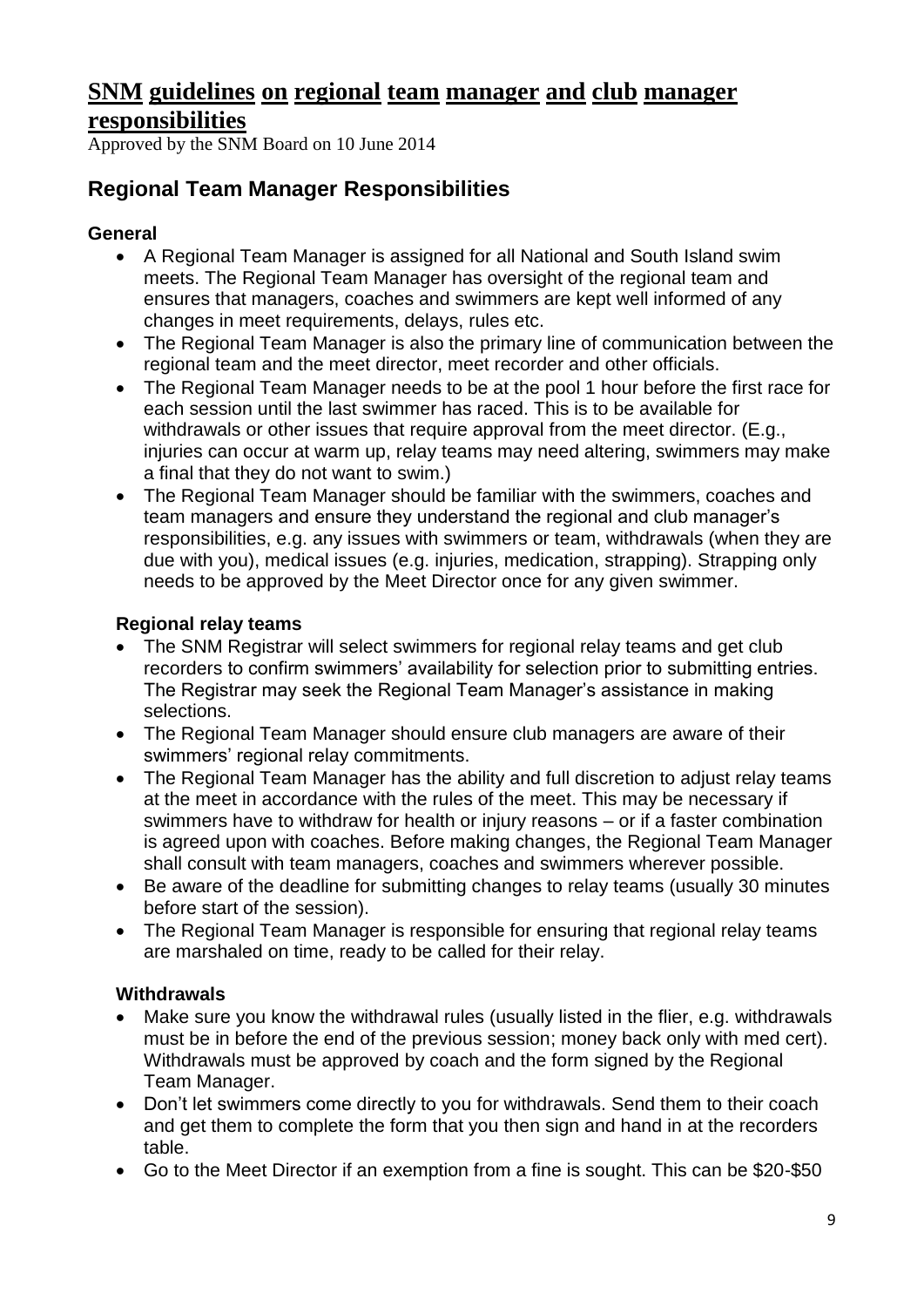# SNM guidelines on regional team manager and club manager responsibilities

Approved by the SNM Board on 10 June 2014

## Regional Team Manager Responsibilities

### General

- A Regional Team Manager is assigned for all National and South Island swim meets. The Regional Team Manager has oversight of the regional team and ensures that managers, coaches and swimmers are kept well informed of any changes in meet requirements, delays, rules etc.
- The Regional Team Manager is also the primary line of communication between the regional team and the meet director, meet recorder and other officials.
- The Regional Team Manager needs to be at the pool 1 hour before the first race for each session until the last swimmer has raced. This is to be available for withdrawals or other issues that require approval from the meet director. (E.g., injuries can occur at warm up, relay teams may need altering, swimmers may make a final that they do not want to swim.)
- The Regional Team Manager should be familiar with the swimmers, coaches and team managers and ensure they understand the regional and club manager's responsibilities, e.g. any issues with swimmers or team, withdrawals (when they are due with you), medical issues (e.g. injuries, medication, strapping). Strapping only needs to be approved by the Meet Director once for any given swimmer.

### Regional relay teams

- The SNM Registrar will select swimmers for regional relay teams and get club recorders to confirm swimmers' availability for selection prior to submitting entries. The Registrar may seek the Regional Team Manager's assistance in making selections.
- The Regional Team Manager should ensure club managers are aware of their swimmers' regional relay commitments.
- The Regional Team Manager has the ability and full discretion to adjust relay teams at the meet in accordance with the rules of the meet. This may be necessary if swimmers have to withdraw for health or injury reasons – or if a faster combination is agreed upon with coaches. Before making changes, the Regional Team Manager shall consult with team managers, coaches and swimmers wherever possible.
- Be aware of the deadline for submitting changes to relay teams (usually 30 minutes before start of the session).
- The Regional Team Manager is responsible for ensuring that regional relay teams are marshaled on time, ready to be called for their relay.

### Withdrawals

- Make sure you know the withdrawal rules (usually listed in the flier, e.g. withdrawals must be in before the end of the previous session; money back only with med cert). Withdrawals must be approved by coach and the form signed by the Regional Team Manager.
- Don't let swimmers come directly to you for withdrawals. Send them to their coach and get them to complete the form that you then sign and hand in at the recorders table.
- Go to the Meet Director if an exemption from a fine is sought. This can be $20-$50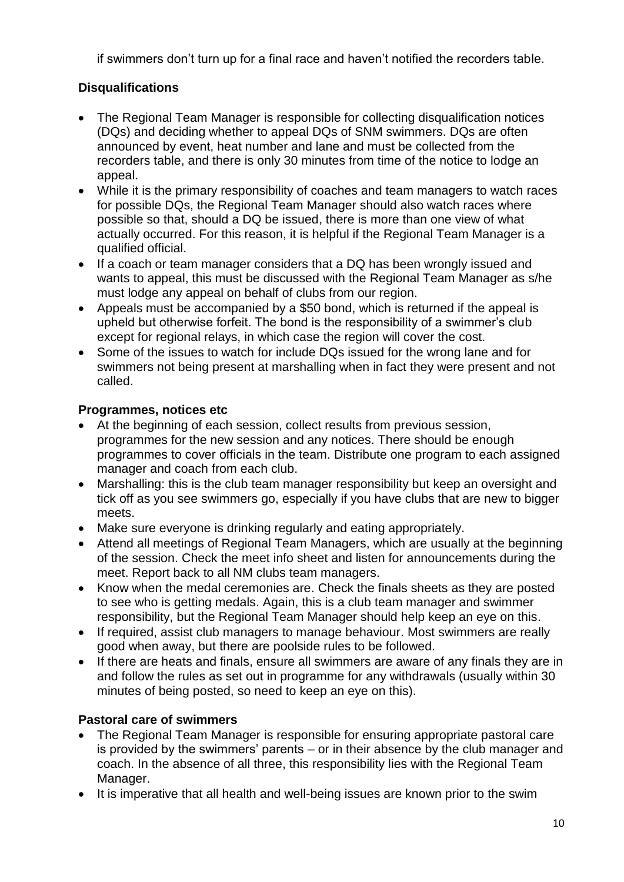if swimmers don't turn up for a final race and haven't notified the recorders table.

### Disqualifications

- The Regional Team Manager is responsible for collecting disqualification notices (DQs) and deciding whether to appeal DQs of SNM swimmers. DQs are often announced by event, heat number and lane and must be collected from the recorders table, and there is only 30 minutes from time of the notice to lodge an appeal.
- While it is the primary responsibility of coaches and team managers to watch races for possible DQs, the Regional Team Manager should also watch races where possible so that, should a DQ be issued, there is more than one view of what actually occurred. For this reason, it is helpful if the Regional Team Manager is a qualified official.
- If a coach or team manager considers that a DQ has been wrongly issued and wants to appeal, this must be discussed with the Regional Team Manager as s/he must lodge any appeal on behalf of clubs from our region.
- Appeals must be accompanied by a $50 bond, which is returned if the appeal is upheld but otherwise forfeit. The bond is the responsibility of a swimmer's club except for regional relays, in which case the region will cover the cost.
- Some of the issues to watch for include DQs issued for the wrong lane and for swimmers not being present at marshalling when in fact they were present and not called.

### Programmes, notices etc

- At the beginning of each session, collect results from previous session, programmes for the new session and any notices. There should be enough programmes to cover officials in the team. Distribute one program to each assigned manager and coach from each club.
- Marshalling: this is the club team manager responsibility but keep an oversight and tick off as you see swimmers go, especially if you have clubs that are new to bigger meets.
- Make sure everyone is drinking regularly and eating appropriately.
- Attend all meetings of Regional Team Managers, which are usually at the beginning of the session. Check the meet info sheet and listen for announcements during the meet. Report back to all NM clubs team managers.
- Know when the medal ceremonies are. Check the finals sheets as they are posted to see who is getting medals. Again, this is a club team manager and swimmer responsibility, but the Regional Team Manager should help keep an eye on this.
- If required, assist club managers to manage behaviour. Most swimmers are really good when away, but there are poolside rules to be followed.
- If there are heats and finals, ensure all swimmers are aware of any finals they are in and follow the rules as set out in programme for any withdrawals (usually within 30 minutes of being posted, so need to keep an eye on this).

### Pastoral care of swimmers

- The Regional Team Manager is responsible for ensuring appropriate pastoral care is provided by the swimmers' parents – or in their absence by the club manager and coach. In the absence of all three, this responsibility lies with the Regional Team Manager.
- It is imperative that all health and well-being issues are known prior to the swim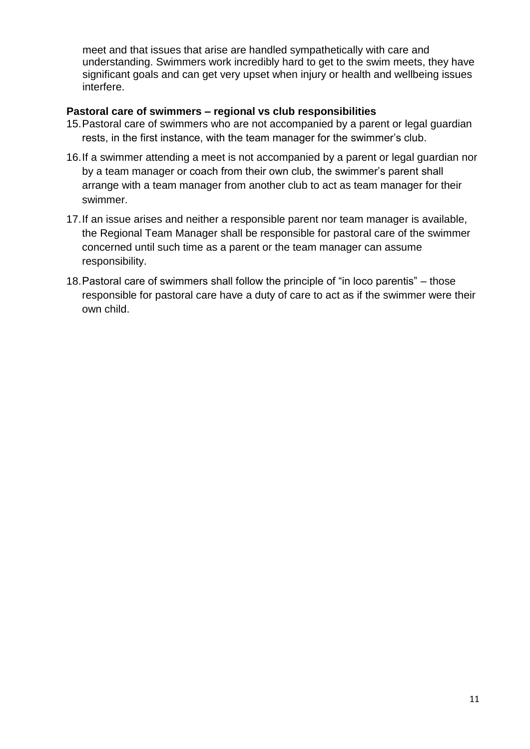meet and that issues that arise are handled sympathetically with care and understanding. Swimmers work incredibly hard to get to the swim meets, they have significant goals and can get very upset when injury or health and wellbeing issues interfere.

**Pastoral care of swimmers – regional vs club responsibilities**

15. Pastoral care of swimmers who are not accompanied by a parent or legal guardian rests, in the first instance, with the team manager for the swimmer's club.

16. If a swimmer attending a meet is not accompanied by a parent or legal guardian nor by a team manager or coach from their own club, the swimmer's parent shall arrange with a team manager from another club to act as team manager for their swimmer.

17. If an issue arises and neither a responsible parent nor team manager is available, the Regional Team Manager shall be responsible for pastoral care of the swimmer concerned until such time as a parent or the team manager can assume responsibility.

18. Pastoral care of swimmers shall follow the principle of "in loco parentis" – those responsible for pastoral care have a duty of care to act as if the swimmer were their own child.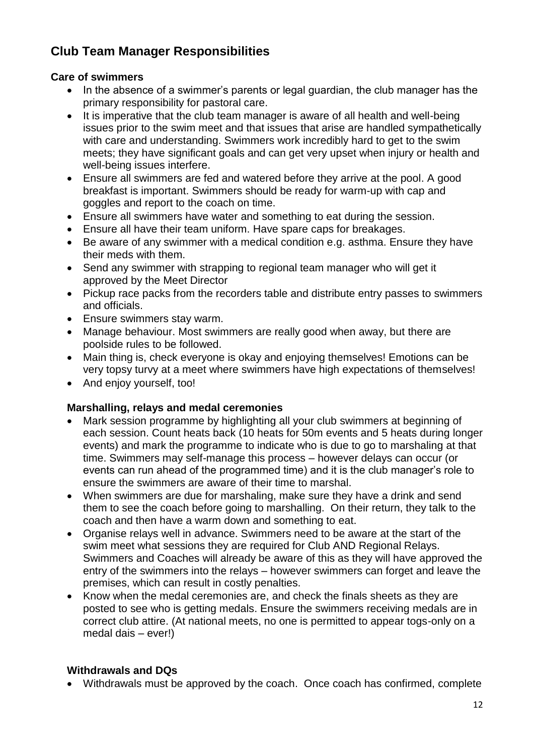## Club Team Manager Responsibilities

### Care of swimmers

- In the absence of a swimmer's parents or legal guardian, the club manager has the primary responsibility for pastoral care.
- It is imperative that the club team manager is aware of all health and well-being issues prior to the swim meet and that issues that arise are handled sympathetically with care and understanding. Swimmers work incredibly hard to get to the swim meets; they have significant goals and can get very upset when injury or health and well-being issues interfere.
- Ensure all swimmers are fed and watered before they arrive at the pool. A good breakfast is important. Swimmers should be ready for warm-up with cap and goggles and report to the coach on time.
- Ensure all swimmers have water and something to eat during the session.
- Ensure all have their team uniform. Have spare caps for breakages.
- Be aware of any swimmer with a medical condition e.g. asthma. Ensure they have their meds with them.
- Send any swimmer with strapping to regional team manager who will get it approved by the Meet Director
- Pickup race packs from the recorders table and distribute entry passes to swimmers and officials.
- Ensure swimmers stay warm.
- Manage behaviour. Most swimmers are really good when away, but there are poolside rules to be followed.
- Main thing is, check everyone is okay and enjoying themselves! Emotions can be very topsy turvy at a meet where swimmers have high expectations of themselves!
- And enjoy yourself, too!

### Marshalling, relays and medal ceremonies

- Mark session programme by highlighting all your club swimmers at beginning of each session. Count heats back (10 heats for 50m events and 5 heats during longer events) and mark the programme to indicate who is due to go to marshaling at that time. Swimmers may self-manage this process – however delays can occur (or events can run ahead of the programmed time) and it is the club manager's role to ensure the swimmers are aware of their time to marshal.
- When swimmers are due for marshaling, make sure they have a drink and send them to see the coach before going to marshalling. On their return, they talk to the coach and then have a warm down and something to eat.
- Organise relays well in advance. Swimmers need to be aware at the start of the swim meet what sessions they are required for Club AND Regional Relays. Swimmers and Coaches will already be aware of this as they will have approved the entry of the swimmers into the relays – however swimmers can forget and leave the premises, which can result in costly penalties.
- Know when the medal ceremonies are, and check the finals sheets as they are posted to see who is getting medals. Ensure the swimmers receiving medals are in correct club attire. (At national meets, no one is permitted to appear togs-only on a medal dais – ever!)

### Withdrawals and DQs

- Withdrawals must be approved by the coach. Once coach has confirmed, complete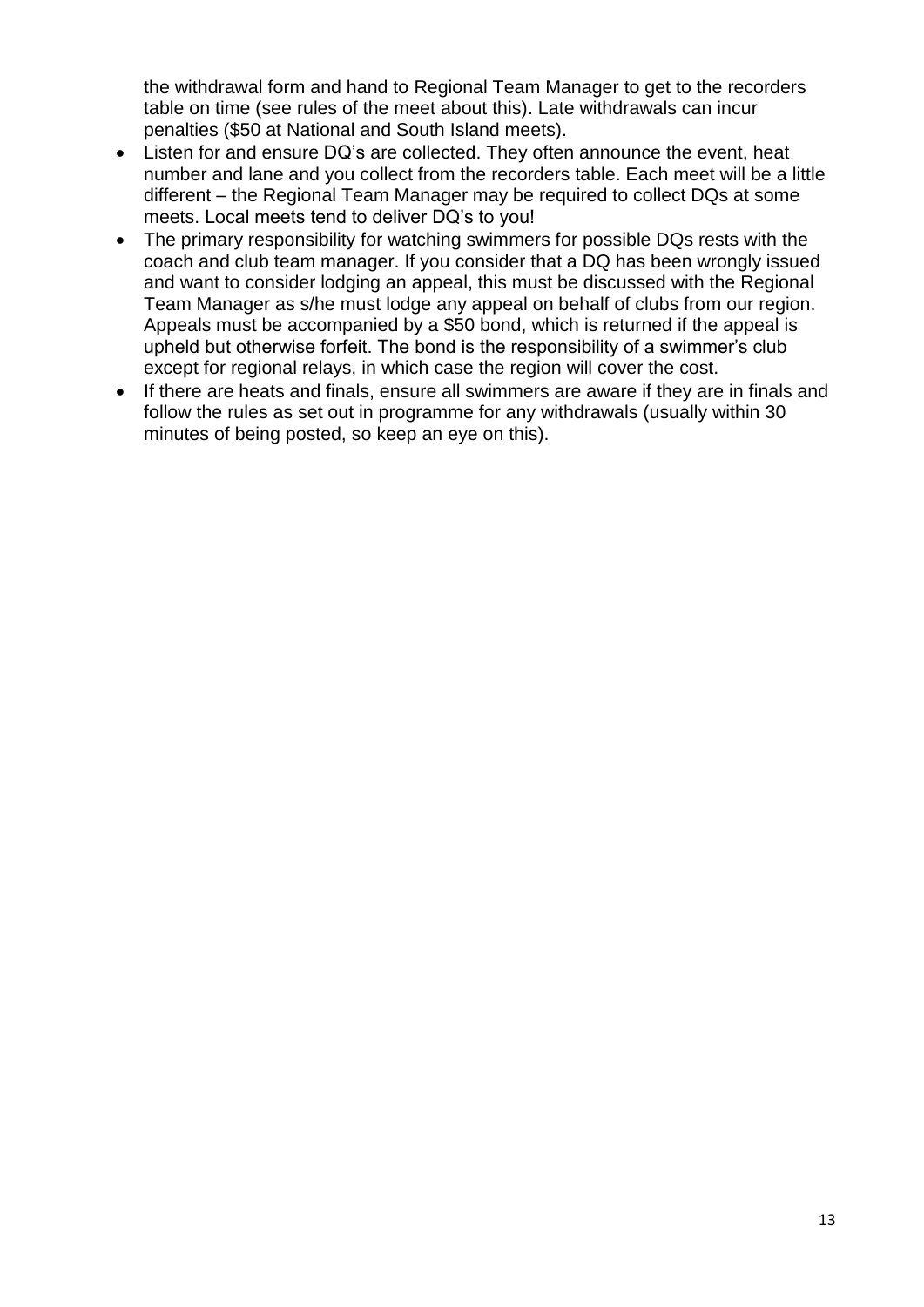the withdrawal form and hand to Regional Team Manager to get to the recorders table on time (see rules of the meet about this). Late withdrawals can incur penalties ($50 at National and South Island meets).

- Listen for and ensure DQ's are collected. They often announce the event, heat number and lane and you collect from the recorders table. Each meet will be a little different – the Regional Team Manager may be required to collect DQs at some meets. Local meets tend to deliver DQ's to you!
- The primary responsibility for watching swimmers for possible DQs rests with the coach and club team manager. If you consider that a DQ has been wrongly issued and want to consider lodging an appeal, this must be discussed with the Regional Team Manager as s/he must lodge any appeal on behalf of clubs from our region. Appeals must be accompanied by a $50 bond, which is returned if the appeal is upheld but otherwise forfeit. The bond is the responsibility of a swimmer's club except for regional relays, in which case the region will cover the cost.
- If there are heats and finals, ensure all swimmers are aware if they are in finals and follow the rules as set out in programme for any withdrawals (usually within 30 minutes of being posted, so keep an eye on this).